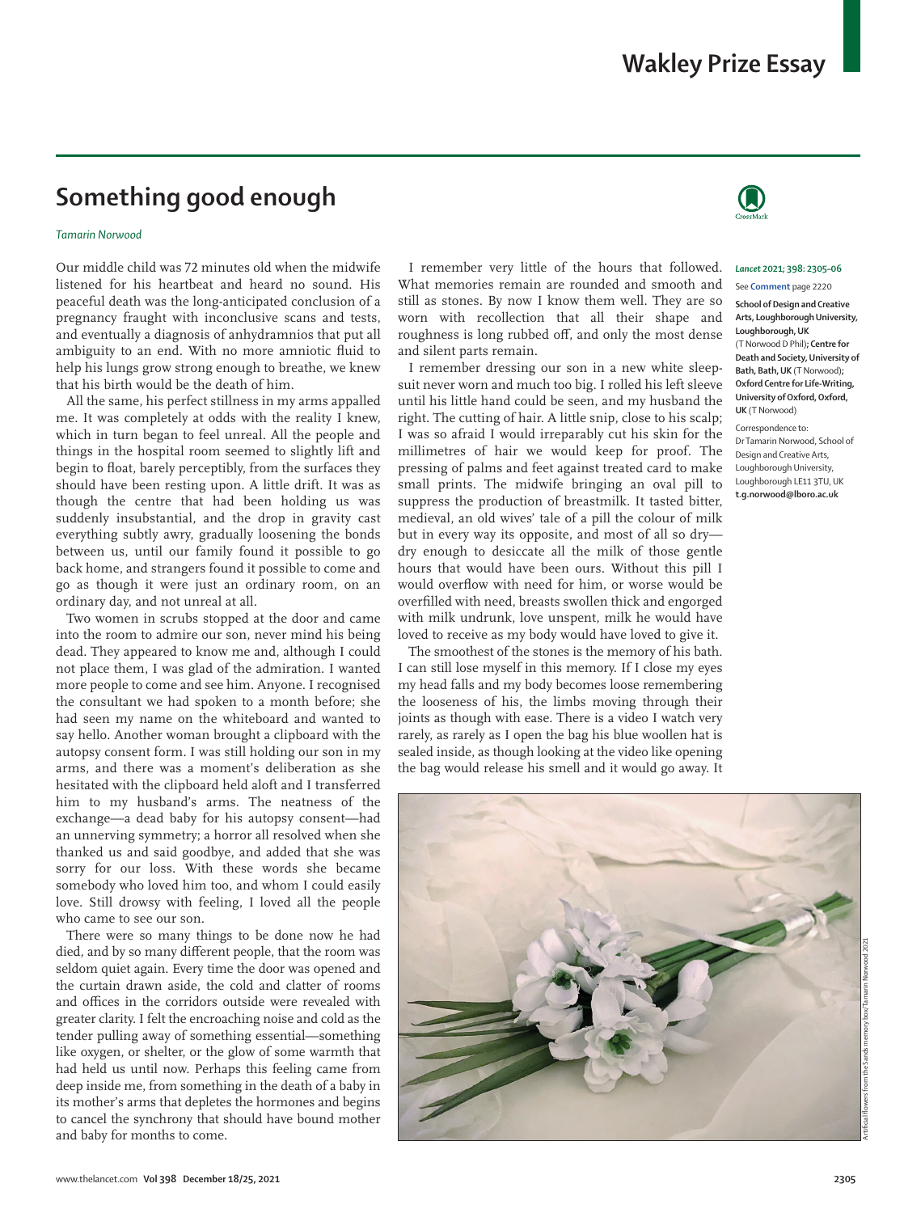# Wakley Prize Essay

## Something good enough

*Tamarin Norwood*

Our middle child was 72 minutes old when the midwife listened for his heartbeat and heard no sound. His peaceful death was the long-anticipated conclusion of a pregnancy fraught with inconclusive scans and tests, and eventually a diagnosis of anhydramnios that put all ambiguity to an end. With no more amniotic fluid to help his lungs grow strong enough to breathe, we knew that his birth would be the death of him.

All the same, his perfect stillness in my arms appalled me. It was completely at odds with the reality I knew, which in turn began to feel unreal. All the people and things in the hospital room seemed to slightly lift and begin to float, barely perceptibly, from the surfaces they should have been resting upon. A little drift. It was as though the centre that had been holding us was suddenly insubstantial, and the drop in gravity cast everything subtly awry, gradually loosening the bonds between us, until our family found it possible to go back home, and strangers found it possible to come and go as though it were just an ordinary room, on an ordinary day, and not unreal at all.

Two women in scrubs stopped at the door and came into the room to admire our son, never mind his being dead. They appeared to know me and, although I could not place them, I was glad of the admiration. I wanted more people to come and see him. Anyone. I recognised the consultant we had spoken to a month before; she had seen my name on the whiteboard and wanted to say hello. Another woman brought a clipboard with the autopsy consent form. I was still holding our son in my arms, and there was a moment's deliberation as she hesitated with the clipboard held aloft and I transferred him to my husband's arms. The neatness of the exchange—a dead baby for his autopsy consent—had an unnerving symmetry; a horror all resolved when she thanked us and said goodbye, and added that she was sorry for our loss. With these words she became somebody who loved him too, and whom I could easily love. Still drowsy with feeling, I loved all the people who came to see our son.

There were so many things to be done now he had died, and by so many different people, that the room was seldom quiet again. Every time the door was opened and the curtain drawn aside, the cold and clatter of rooms and offices in the corridors outside were revealed with greater clarity. I felt the encroaching noise and cold as the tender pulling away of something essential—something like oxygen, or shelter, or the glow of some warmth that had held us until now. Perhaps this feeling came from deep inside me, from something in the death of a baby in its mother's arms that depletes the hormones and begins to cancel the synchrony that should have bound mother and baby for months to come.

I remember very little of the hours that followed. What memories remain are rounded and smooth and still as stones. By now I know them well. They are so worn with recollection that all their shape and roughness is long rubbed off, and only the most dense and silent parts remain.

I remember dressing our son in a new white sleepsuit never worn and much too big. I rolled his left sleeve until his little hand could be seen, and my husband the right. The cutting of hair. A little snip, close to his scalp; I was so afraid I would irreparably cut his skin for the millimetres of hair we would keep for proof. The pressing of palms and feet against treated card to make small prints. The midwife bringing an oval pill to suppress the production of breastmilk. It tasted bitter, medieval, an old wives' tale of a pill the colour of milk but in every way its opposite, and most of all so dry—dry enough to desiccate all the milk of those gentle hours that would have been ours. Without this pill I would overflow with need for him, or worse would be overfilled with need, breasts swollen thick and engorged with milk undrunk, love unspent, milk he would have loved to receive as my body would have loved to give it.

The smoothest of the stones is the memory of his bath. I can still lose myself in this memory. If I close my eyes my head falls and my body becomes loose remembering the looseness of his, the limbs moving through their joints as though with ease. There is a video I watch very rarely, as rarely as I open the bag his blue woollen hat is sealed inside, as though looking at the video like opening the bag would release his smell and it would go away. It

*Lancet* 2021; 398: 2305–06

See **Comment** page 2220

**School of Design and Creative Arts, Loughborough University, Loughborough, UK** (T Norwood D Phil); **Centre for Death and Society, University of Bath, Bath, UK** (T Norwood); **Oxford Centre for Life-Writing, University of Oxford, Oxford, UK** (T Norwood)

Correspondence to: Dr Tamarin Norwood, School of Design and Creative Arts, Loughborough University, Loughborough LE11 3TU, UK **t.g.norwood@lboro.ac.uk**

Artificial flowers from the Sands memory box/Tamarin Norwood 2021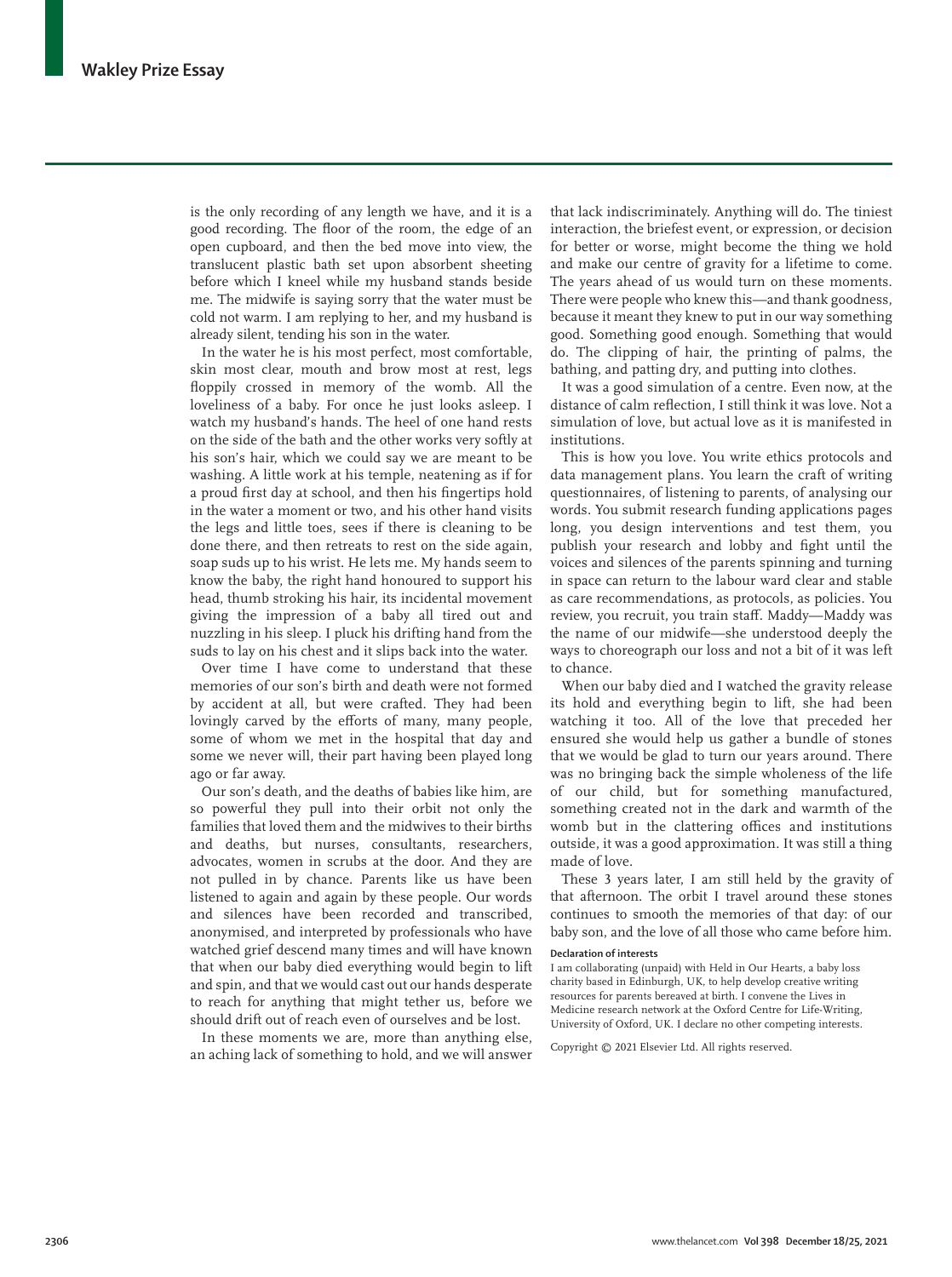is the only recording of any length we have, and it is a good recording. The floor of the room, the edge of an open cupboard, and then the bed move into view, the translucent plastic bath set upon absorbent sheeting before which I kneel while my husband stands beside me. The midwife is saying sorry that the water must be cold not warm. I am replying to her, and my husband is already silent, tending his son in the water.

In the water he is his most perfect, most comfortable, skin most clear, mouth and brow most at rest, legs floppily crossed in memory of the womb. All the loveliness of a baby. For once he just looks asleep. I watch my husband's hands. The heel of one hand rests on the side of the bath and the other works very softly at his son's hair, which we could say we are meant to be washing. A little work at his temple, neatening as if for a proud first day at school, and then his fingertips hold in the water a moment or two, and his other hand visits the legs and little toes, sees if there is cleaning to be done there, and then retreats to rest on the side again, soap suds up to his wrist. He lets me. My hands seem to know the baby, the right hand honoured to support his head, thumb stroking his hair, its incidental movement giving the impression of a baby all tired out and nuzzling in his sleep. I pluck his drifting hand from the suds to lay on his chest and it slips back into the water.

Over time I have come to understand that these memories of our son's birth and death were not formed by accident at all, but were crafted. They had been lovingly carved by the efforts of many, many people, some of whom we met in the hospital that day and some we never will, their part having been played long ago or far away.

Our son's death, and the deaths of babies like him, are so powerful they pull into their orbit not only the families that loved them and the midwives to their births and deaths, but nurses, consultants, researchers, advocates, women in scrubs at the door. And they are not pulled in by chance. Parents like us have been listened to again and again by these people. Our words and silences have been recorded and transcribed, anonymised, and interpreted by professionals who have watched grief descend many times and will have known that when our baby died everything would begin to lift and spin, and that we would cast out our hands desperate to reach for anything that might tether us, before we should drift out of reach even of ourselves and be lost.

In these moments we are, more than anything else, an aching lack of something to hold, and we will answer that lack indiscriminately. Anything will do. The tiniest interaction, the briefest event, or expression, or decision for better or worse, might become the thing we hold and make our centre of gravity for a lifetime to come. The years ahead of us would turn on these moments. There were people who knew this—and thank goodness, because it meant they knew to put in our way something good. Something good enough. Something that would do. The clipping of hair, the printing of palms, the bathing, and patting dry, and putting into clothes.

It was a good simulation of a centre. Even now, at the distance of calm reflection, I still think it was love. Not a simulation of love, but actual love as it is manifested in institutions.

This is how you love. You write ethics protocols and data management plans. You learn the craft of writing questionnaires, of listening to parents, of analysing our words. You submit research funding applications pages long, you design interventions and test them, you publish your research and lobby and fight until the voices and silences of the parents spinning and turning in space can return to the labour ward clear and stable as care recommendations, as protocols, as policies. You review, you recruit, you train staff. Maddy—Maddy was the name of our midwife—she understood deeply the ways to choreograph our loss and not a bit of it was left to chance.

When our baby died and I watched the gravity release its hold and everything begin to lift, she had been watching it too. All of the love that preceded her ensured she would help us gather a bundle of stones that we would be glad to turn our years around. There was no bringing back the simple wholeness of the life of our child, but for something manufactured, something created not in the dark and warmth of the womb but in the clattering offices and institutions outside, it was a good approximation. It was still a thing made of love.

These 3 years later, I am still held by the gravity of that afternoon. The orbit I travel around these stones continues to smooth the memories of that day: of our baby son, and the love of all those who came before him.

#### Declaration of interests

I am collaborating (unpaid) with Held in Our Hearts, a baby loss charity based in Edinburgh, UK, to help develop creative writing resources for parents bereaved at birth. I convene the Lives in Medicine research network at the Oxford Centre for Life-Writing, University of Oxford, UK. I declare no other competing interests.

Copyright © 2021 Elsevier Ltd. All rights reserved.